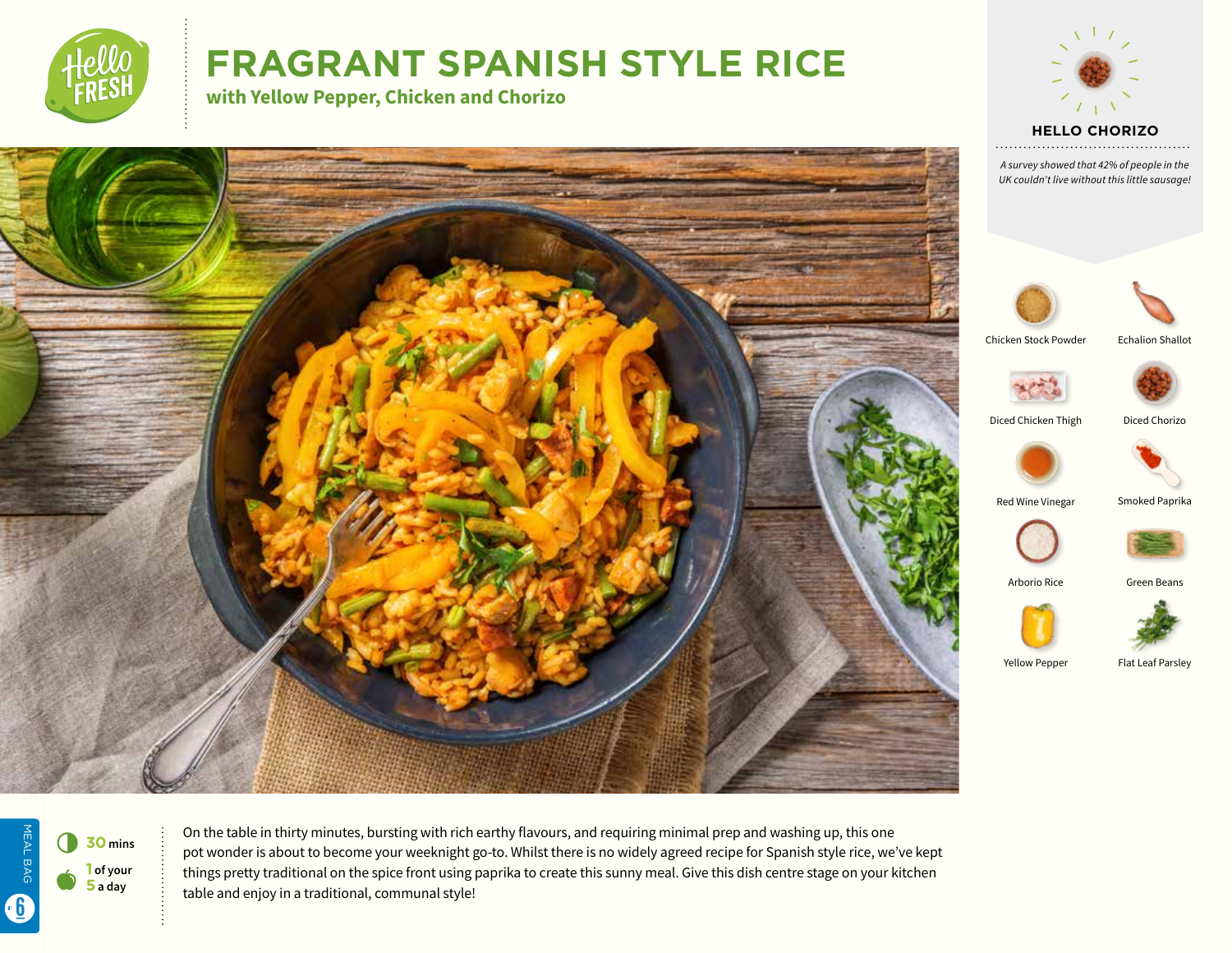# FRAGRANT SPANISH STYLE RICE

## with Yellow Pepper, Chicken and Chorizo

### HELLO CHORIZO

*A survey showed that 42% of people in the UK couldn't live without this little sausage!*

- Chicken Stock Powder
- Echalion Shallot
- Diced Chicken Thigh
- Diced Chorizo
- Red Wine Vinegar
- Smoked Paprika
- Arborio Rice
- Green Beans
- Yellow Pepper
- Flat Leaf Parsley

MEAL BAG 6

**30** mins

**1** of your **5** a day

On the table in thirty minutes, bursting with rich earthy flavours, and requiring minimal prep and washing up, this one pot wonder is about to become your weeknight go-to. Whilst there is no widely agreed recipe for Spanish style rice, we've kept things pretty traditional on the spice front using paprika to create this sunny meal. Give this dish centre stage on your kitchen table and enjoy in a traditional, communal style!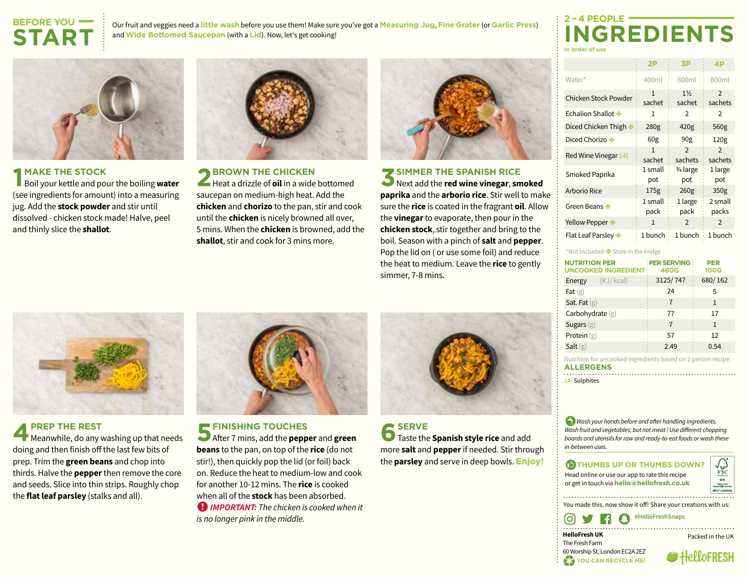## BEFORE YOU START

Our fruit and veggies need a **little wash** before you use them! Make sure you've got a **Measuring Jug**, **Fine Grater** (or **Garlic Press**) and **Wide Bottomed Saucepan** (with a **Lid**). Now, let's get cooking!

### 1 MAKE THE STOCK

Boil your kettle and pour the boiling **water** (see ingredients for amount) into a measuring jug. Add the **stock powder** and stir until dissolved - chicken stock made! Halve, peel and thinly slice the **shallot**.

### 2 BROWN THE CHICKEN

Heat a drizzle of **oil** in a wide bottomed saucepan on medium-high heat. Add the **chicken** and **chorizo** to the pan, stir and cook until the **chicken** is nicely browned all over, 5 mins. When the **chicken** is browned, add the **shallot**, stir and cook for 3 mins more.

### 3 SIMMER THE SPANISH RICE

Next add the **red wine vinegar**, **smoked paprika** and the **arborio rice**. Stir well to make sure the **rice** is coated in the fragrant **oil**. Allow the **vinegar** to evaporate, then pour in the **chicken stock**, stir together and bring to the boil. Season with a pinch of **salt** and **pepper**. Pop the lid on ( or use some foil) and reduce the heat to medium. Leave the **rice** to gently simmer, 7-8 mins.

### 4 PREP THE REST

Meanwhile, do any washing up that needs doing and then finish off the last few bits of prep. Trim the **green beans** and chop into thirds. Halve the **pepper** then remove the core and seeds. Slice into thin strips. Roughly chop the **flat leaf parsley** (stalks and all).

### 5 FINISHING TOUCHES

After 7 mins, add the **pepper** and **green beans** to the pan, on top of the **rice** (do not stir!), then quickly pop the lid (or foil) back on. Reduce the heat to medium-low and cook for another 10-12 mins. The **rice** is cooked when all of the **stock** has been absorbed.

***IMPORTANT:*** *The chicken is cooked when it is no longer pink in the middle.*

### 6 SERVE

Taste the **Spanish style rice** and add more **salt** and **pepper** if needed. Stir through the **parsley** and serve in deep bowls. **Enjoy!**

## 2 - 4 PEOPLE INGREDIENTS

In order of use

| | 2P | 3P | 4P |
|---|---|---|---|
| Water* | 400ml | 600ml | 800ml |
| Chicken Stock Powder | 1 sachet | 1½ sachet | 2 sachets |
| Echalion Shallot ✤ | 1 | 2 | 2 |
| Diced Chicken Thigh ✤ | 280g | 420g | 560g |
| Diced Chorizo ✤ | 60g | 90g | 120g |
| Red Wine Vinegar 14) | 1 sachet | 2 sachets | 2 sachets |
| Smoked Paprika | 1 small pot | ¾ large pot | 1 large pot |
| Arborio Rice | 175g | 260g | 350g |
| Green Beans ✤ | 1 small pack | 1 large pack | 2 small packs |
| Yellow Pepper ✤ | 1 | 2 | 2 |
| Flat Leaf Parsley ✤ | 1 bunch | 1 bunch | 1 bunch |

*Not Included ✤ Store in the Fridge

| NUTRITION PER UNCOOKED INGREDIENT | PER SERVING 460G | PER 100G |
|---|---|---|
| Energy (KJ/ kcal) | 3125/ 747 | 680/ 162 |
| Fat (g) | 24 | 5 |
| Sat. Fat (g) | 7 | 1 |
| Carbohydrate (g) | 77 | 17 |
| Sugars (g) | 7 | 1 |
| Protein (g) | 57 | 12 |
| Salt (g) | 2.49 | 0.54 |

Nutrition for uncooked ingredients based on 2 person recipe.

### ALLERGENS

14) Sulphites

*Wash your hands before and after handling ingredients. Wash fruit and vegetables; but not meat ! Use different chopping boards and utensils for raw and ready-to-eat foods or wash these in-between uses.*

### THUMBS UP OR THUMBS DOWN?

Head online or use our app to rate this recipe or get in touch via **hello@hellofresh.co.uk**

You made this, now show it off! Share your creations with us: #HelloFreshSnaps

**HelloFresh UK**
The Fresh Farm
60 Worship St, London EC2A 2EZ

Packed in the UK

YOU CAN RECYCLE ME!